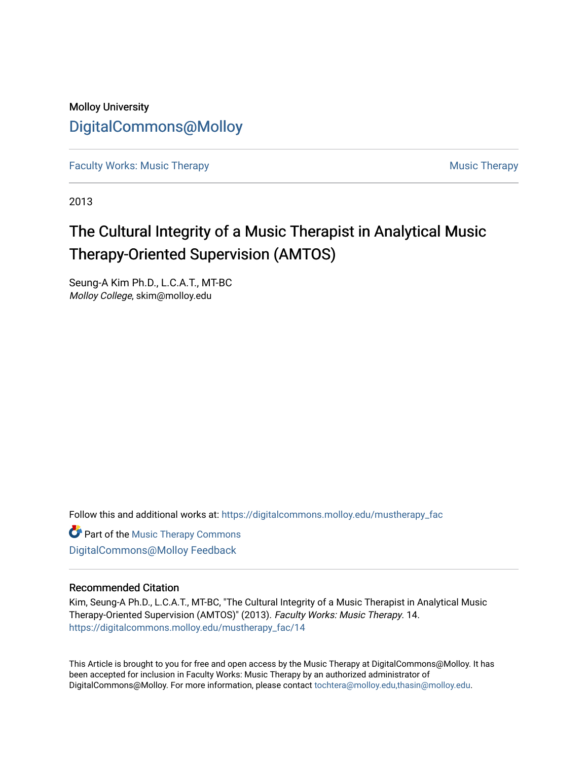Molloy University

DigitalCommons@Molloy

Faculty Works: Music Therapy | Music Therapy

2013

# The Cultural Integrity of a Music Therapist in Analytical Music Therapy-Oriented Supervision (AMTOS)

Seung-A Kim Ph.D., L.C.A.T., MT-BC
*Molloy College*, skim@molloy.edu

Follow this and additional works at: https://digitalcommons.molloy.edu/mustherapy_fac

Part of the Music Therapy Commons

DigitalCommons@Molloy Feedback

## Recommended Citation

Kim, Seung-A Ph.D., L.C.A.T., MT-BC, "The Cultural Integrity of a Music Therapist in Analytical Music Therapy-Oriented Supervision (AMTOS)" (2013). *Faculty Works: Music Therapy*. 14.
https://digitalcommons.molloy.edu/mustherapy_fac/14

This Article is brought to you for free and open access by the Music Therapy at DigitalCommons@Molloy. It has been accepted for inclusion in Faculty Works: Music Therapy by an authorized administrator of DigitalCommons@Molloy. For more information, please contact tochtera@molloy.edu,thasin@molloy.edu.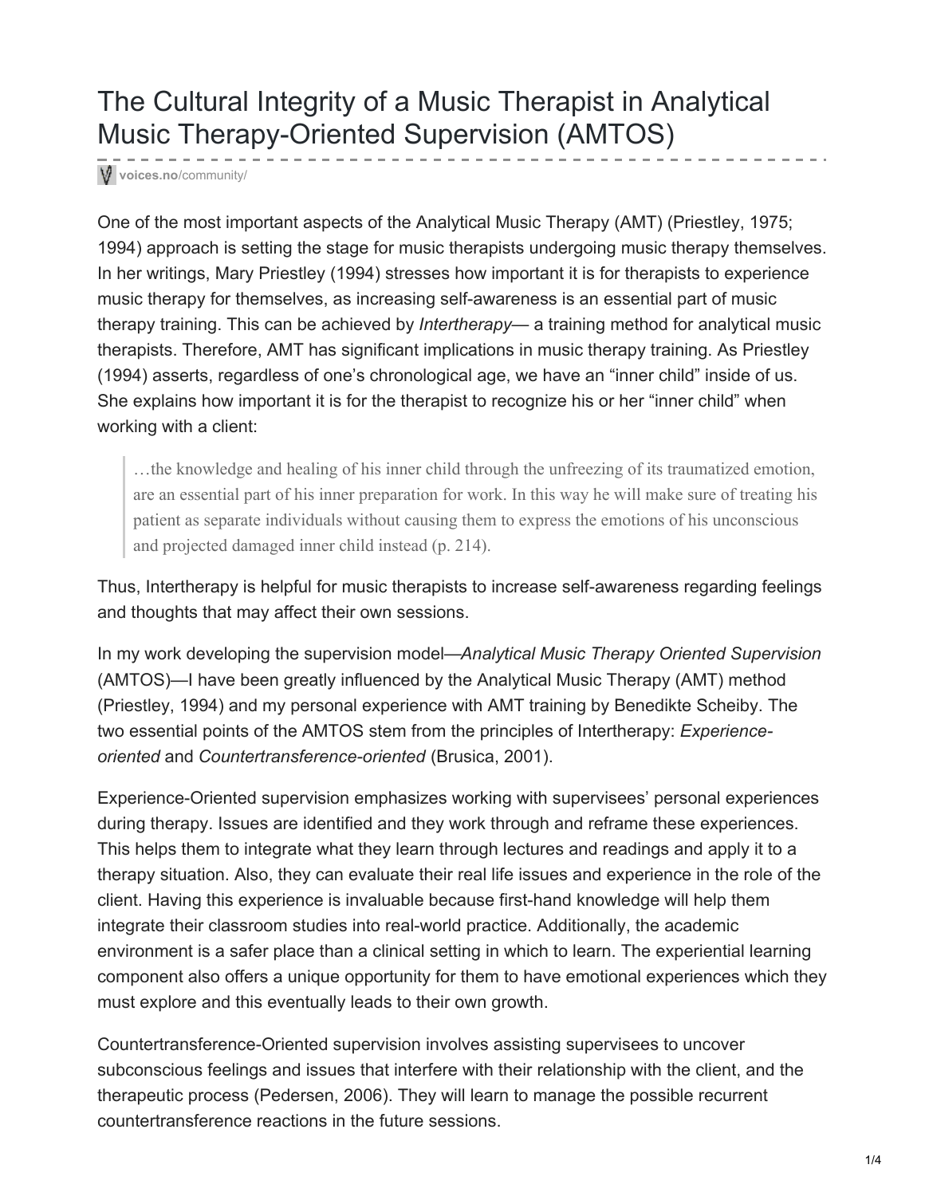# The Cultural Integrity of a Music Therapist in Analytical Music Therapy-Oriented Supervision (AMTOS)

voices.no/community/

One of the most important aspects of the Analytical Music Therapy (AMT) (Priestley, 1975; 1994) approach is setting the stage for music therapists undergoing music therapy themselves. In her writings, Mary Priestley (1994) stresses how important it is for therapists to experience music therapy for themselves, as increasing self-awareness is an essential part of music therapy training. This can be achieved by *Intertherapy*— a training method for analytical music therapists. Therefore, AMT has significant implications in music therapy training. As Priestley (1994) asserts, regardless of one's chronological age, we have an "inner child" inside of us. She explains how important it is for the therapist to recognize his or her "inner child" when working with a client:

> …the knowledge and healing of his inner child through the unfreezing of its traumatized emotion, are an essential part of his inner preparation for work. In this way he will make sure of treating his patient as separate individuals without causing them to express the emotions of his unconscious and projected damaged inner child instead (p. 214).

Thus, Intertherapy is helpful for music therapists to increase self-awareness regarding feelings and thoughts that may affect their own sessions.

In my work developing the supervision model—*Analytical Music Therapy Oriented Supervision* (AMTOS)—I have been greatly influenced by the Analytical Music Therapy (AMT) method (Priestley, 1994) and my personal experience with AMT training by Benedikte Scheiby. The two essential points of the AMTOS stem from the principles of Intertherapy: *Experience-oriented* and *Countertransference-oriented* (Brusica, 2001).

Experience-Oriented supervision emphasizes working with supervisees' personal experiences during therapy. Issues are identified and they work through and reframe these experiences. This helps them to integrate what they learn through lectures and readings and apply it to a therapy situation. Also, they can evaluate their real life issues and experience in the role of the client. Having this experience is invaluable because first-hand knowledge will help them integrate their classroom studies into real-world practice. Additionally, the academic environment is a safer place than a clinical setting in which to learn. The experiential learning component also offers a unique opportunity for them to have emotional experiences which they must explore and this eventually leads to their own growth.

Countertransference-Oriented supervision involves assisting supervisees to uncover subconscious feelings and issues that interfere with their relationship with the client, and the therapeutic process (Pedersen, 2006). They will learn to manage the possible recurrent countertransference reactions in the future sessions.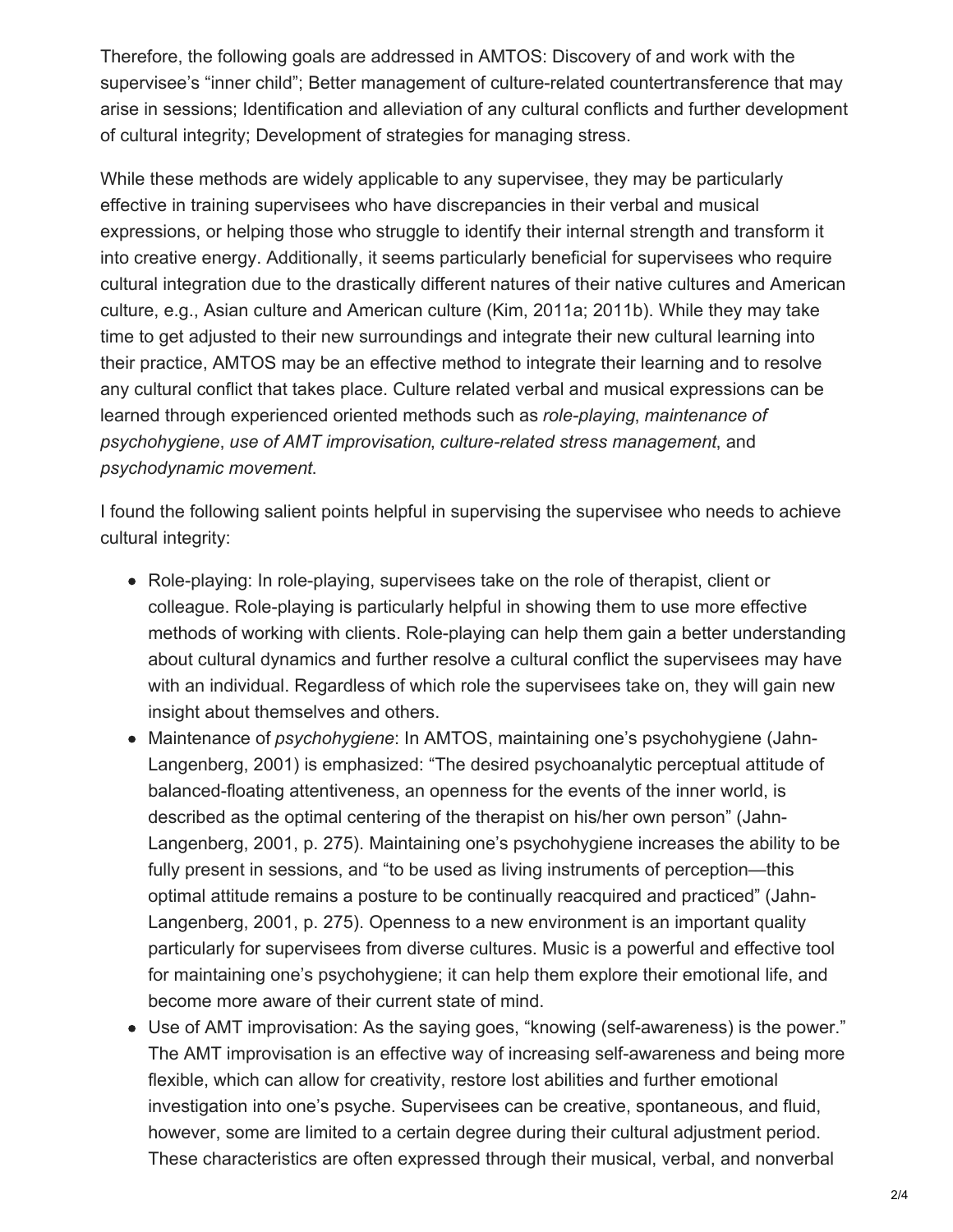Therefore, the following goals are addressed in AMTOS: Discovery of and work with the supervisee's "inner child"; Better management of culture-related countertransference that may arise in sessions; Identification and alleviation of any cultural conflicts and further development of cultural integrity; Development of strategies for managing stress.

While these methods are widely applicable to any supervisee, they may be particularly effective in training supervisees who have discrepancies in their verbal and musical expressions, or helping those who struggle to identify their internal strength and transform it into creative energy. Additionally, it seems particularly beneficial for supervisees who require cultural integration due to the drastically different natures of their native cultures and American culture, e.g., Asian culture and American culture (Kim, 2011a; 2011b). While they may take time to get adjusted to their new surroundings and integrate their new cultural learning into their practice, AMTOS may be an effective method to integrate their learning and to resolve any cultural conflict that takes place. Culture related verbal and musical expressions can be learned through experienced oriented methods such as *role-playing*, *maintenance of psychohygiene*, *use of AMT improvisation*, *culture-related stress management*, and *psychodynamic movement*.

I found the following salient points helpful in supervising the supervisee who needs to achieve cultural integrity:

- Role-playing: In role-playing, supervisees take on the role of therapist, client or colleague. Role-playing is particularly helpful in showing them to use more effective methods of working with clients. Role-playing can help them gain a better understanding about cultural dynamics and further resolve a cultural conflict the supervisees may have with an individual. Regardless of which role the supervisees take on, they will gain new insight about themselves and others.
- Maintenance of *psychohygiene*: In AMTOS, maintaining one's psychohygiene (Jahn-Langenberg, 2001) is emphasized: "The desired psychoanalytic perceptual attitude of balanced-floating attentiveness, an openness for the events of the inner world, is described as the optimal centering of the therapist on his/her own person" (Jahn-Langenberg, 2001, p. 275). Maintaining one's psychohygiene increases the ability to be fully present in sessions, and "to be used as living instruments of perception—this optimal attitude remains a posture to be continually reacquired and practiced" (Jahn-Langenberg, 2001, p. 275). Openness to a new environment is an important quality particularly for supervisees from diverse cultures. Music is a powerful and effective tool for maintaining one's psychohygiene; it can help them explore their emotional life, and become more aware of their current state of mind.
- Use of AMT improvisation: As the saying goes, "knowing (self-awareness) is the power." The AMT improvisation is an effective way of increasing self-awareness and being more flexible, which can allow for creativity, restore lost abilities and further emotional investigation into one's psyche. Supervisees can be creative, spontaneous, and fluid, however, some are limited to a certain degree during their cultural adjustment period. These characteristics are often expressed through their musical, verbal, and nonverbal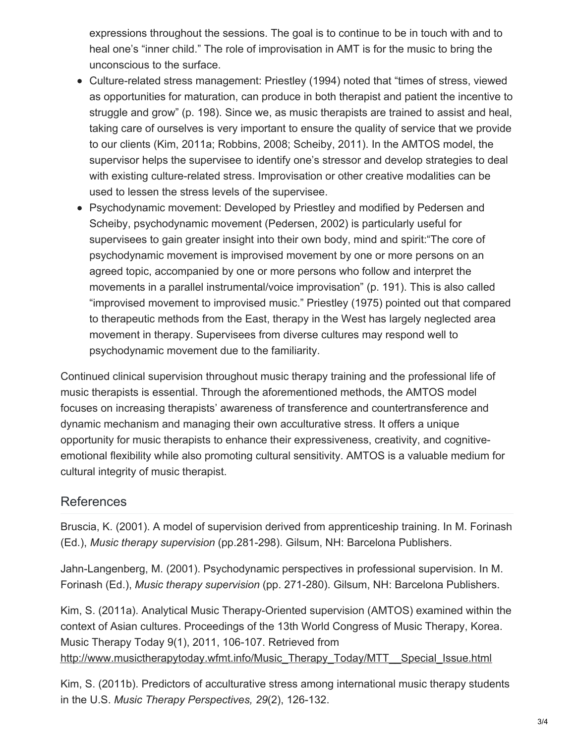expressions throughout the sessions. The goal is to continue to be in touch with and to heal one's "inner child." The role of improvisation in AMT is for the music to bring the unconscious to the surface.

- Culture-related stress management: Priestley (1994) noted that "times of stress, viewed as opportunities for maturation, can produce in both therapist and patient the incentive to struggle and grow" (p. 198). Since we, as music therapists are trained to assist and heal, taking care of ourselves is very important to ensure the quality of service that we provide to our clients (Kim, 2011a; Robbins, 2008; Scheiby, 2011). In the AMTOS model, the supervisor helps the supervisee to identify one's stressor and develop strategies to deal with existing culture-related stress. Improvisation or other creative modalities can be used to lessen the stress levels of the supervisee.
- Psychodynamic movement: Developed by Priestley and modified by Pedersen and Scheiby, psychodynamic movement (Pedersen, 2002) is particularly useful for supervisees to gain greater insight into their own body, mind and spirit:"The core of psychodynamic movement is improvised movement by one or more persons on an agreed topic, accompanied by one or more persons who follow and interpret the movements in a parallel instrumental/voice improvisation" (p. 191). This is also called "improvised movement to improvised music." Priestley (1975) pointed out that compared to therapeutic methods from the East, therapy in the West has largely neglected area movement in therapy. Supervisees from diverse cultures may respond well to psychodynamic movement due to the familiarity.

Continued clinical supervision throughout music therapy training and the professional life of music therapists is essential. Through the aforementioned methods, the AMTOS model focuses on increasing therapists' awareness of transference and countertransference and dynamic mechanism and managing their own acculturative stress. It offers a unique opportunity for music therapists to enhance their expressiveness, creativity, and cognitive-emotional flexibility while also promoting cultural sensitivity. AMTOS is a valuable medium for cultural integrity of music therapist.

## References

Bruscia, K. (2001). A model of supervision derived from apprenticeship training. In M. Forinash (Ed.), *Music therapy supervision* (pp.281-298). Gilsum, NH: Barcelona Publishers.

Jahn-Langenberg, M. (2001). Psychodynamic perspectives in professional supervision. In M. Forinash (Ed.), *Music therapy supervision* (pp. 271-280). Gilsum, NH: Barcelona Publishers.

Kim, S. (2011a). Analytical Music Therapy-Oriented supervision (AMTOS) examined within the context of Asian cultures. Proceedings of the 13th World Congress of Music Therapy, Korea. Music Therapy Today 9(1), 2011, 106-107. Retrieved from http://www.musictherapytoday.wfmt.info/Music_Therapy_Today/MTT__Special_Issue.html

Kim, S. (2011b). Predictors of acculturative stress among international music therapy students in the U.S. *Music Therapy Perspectives, 29*(2), 126-132.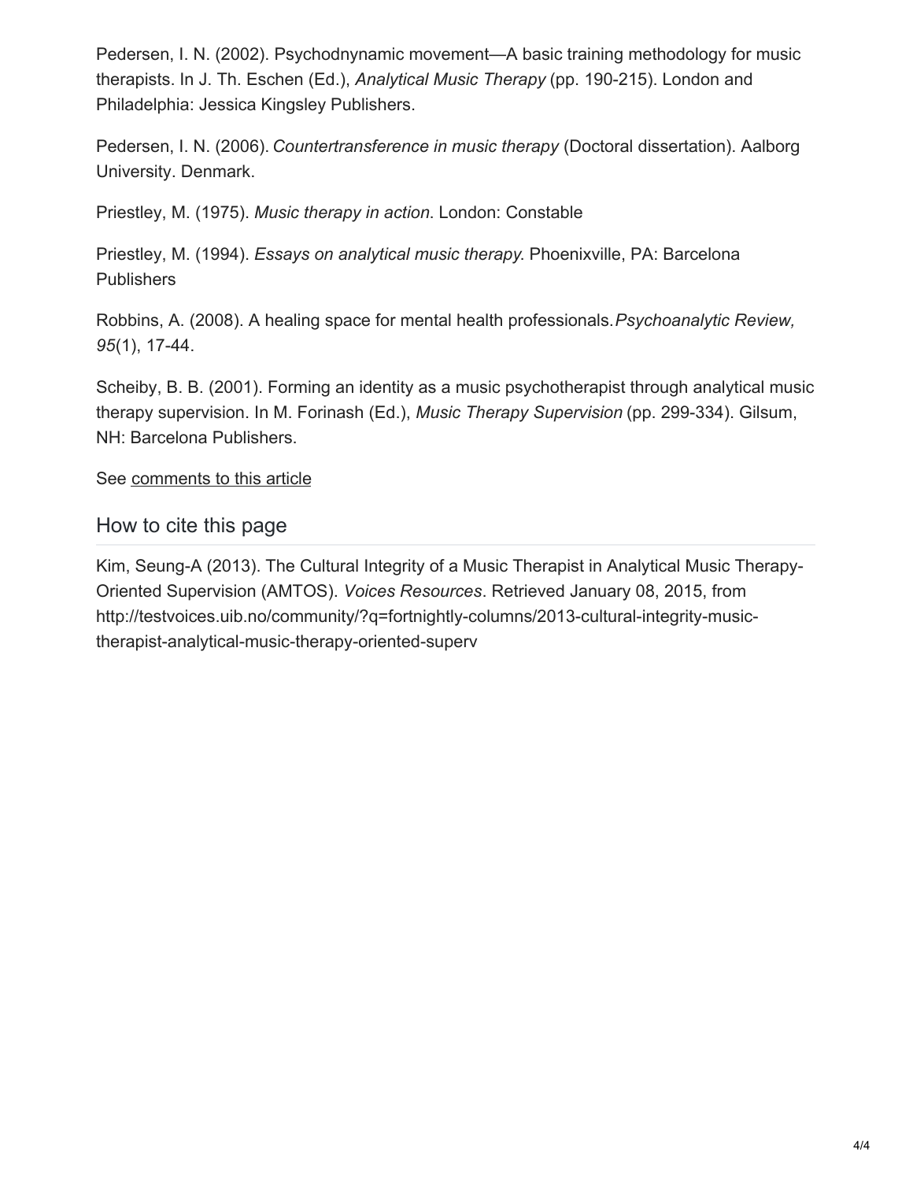Pedersen, I. N. (2002). Psychodnynamic movement—A basic training methodology for music therapists. In J. Th. Eschen (Ed.), *Analytical Music Therapy* (pp. 190-215). London and Philadelphia: Jessica Kingsley Publishers.

Pedersen, I. N. (2006). *Countertransference in music therapy* (Doctoral dissertation). Aalborg University. Denmark.

Priestley, M. (1975). *Music therapy in action*. London: Constable

Priestley, M. (1994). *Essays on analytical music therapy*. Phoenixville, PA: Barcelona Publishers

Robbins, A. (2008). A healing space for mental health professionals.*Psychoanalytic Review, 95*(1), 17-44.

Scheiby, B. B. (2001). Forming an identity as a music psychotherapist through analytical music therapy supervision. In M. Forinash (Ed.), *Music Therapy Supervision* (pp. 299-334). Gilsum, NH: Barcelona Publishers.

See comments to this article

## How to cite this page

Kim, Seung-A (2013). The Cultural Integrity of a Music Therapist in Analytical Music Therapy-Oriented Supervision (AMTOS). *Voices Resources*. Retrieved January 08, 2015, from http://testvoices.uib.no/community/?q=fortnightly-columns/2013-cultural-integrity-music-therapist-analytical-music-therapy-oriented-superv